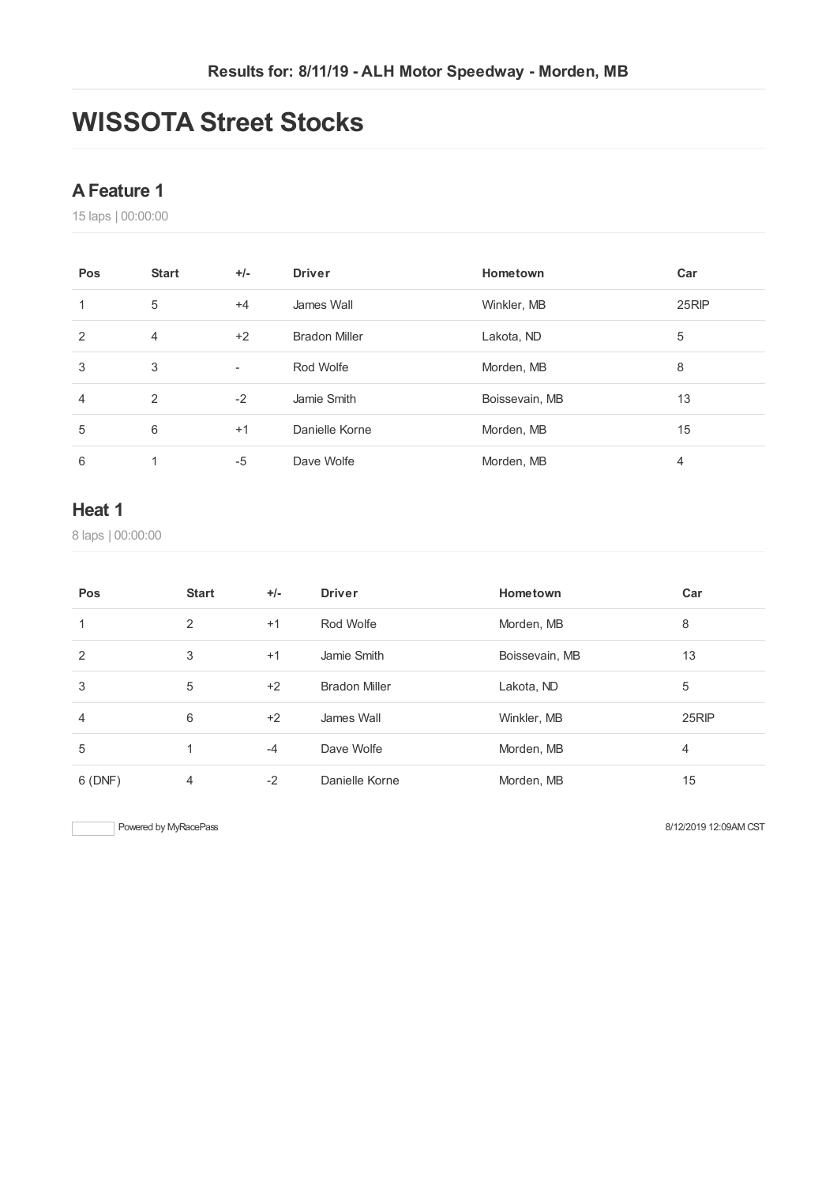**Results for: 8/11/19 - ALH Motor Speedway - Morden, MB**

# WISSOTA Street Stocks

## A Feature 1

15 laps | 00:00:00

| Pos | Start | +/- | Driver | Hometown | Car |
|---|---|---|---|---|---|
| 1 | 5 | +4 | James Wall | Winkler, MB | 25RIP |
| 2 | 4 | +2 | Bradon Miller | Lakota, ND | 5 |
| 3 | 3 | - | Rod Wolfe | Morden, MB | 8 |
| 4 | 2 | -2 | Jamie Smith | Boissevain, MB | 13 |
| 5 | 6 | +1 | Danielle Korne | Morden, MB | 15 |
| 6 | 1 | -5 | Dave Wolfe | Morden, MB | 4 |

## Heat 1

8 laps | 00:00:00

| Pos | Start | +/- | Driver | Hometown | Car |
|---|---|---|---|---|---|
| 1 | 2 | +1 | Rod Wolfe | Morden, MB | 8 |
| 2 | 3 | +1 | Jamie Smith | Boissevain, MB | 13 |
| 3 | 5 | +2 | Bradon Miller | Lakota, ND | 5 |
| 4 | 6 | +2 | James Wall | Winkler, MB | 25RIP |
| 5 | 1 | -4 | Dave Wolfe | Morden, MB | 4 |
| 6 (DNF) | 4 | -2 | Danielle Korne | Morden, MB | 15 |

Powered by MyRacePass

8/12/2019 12:09AM CST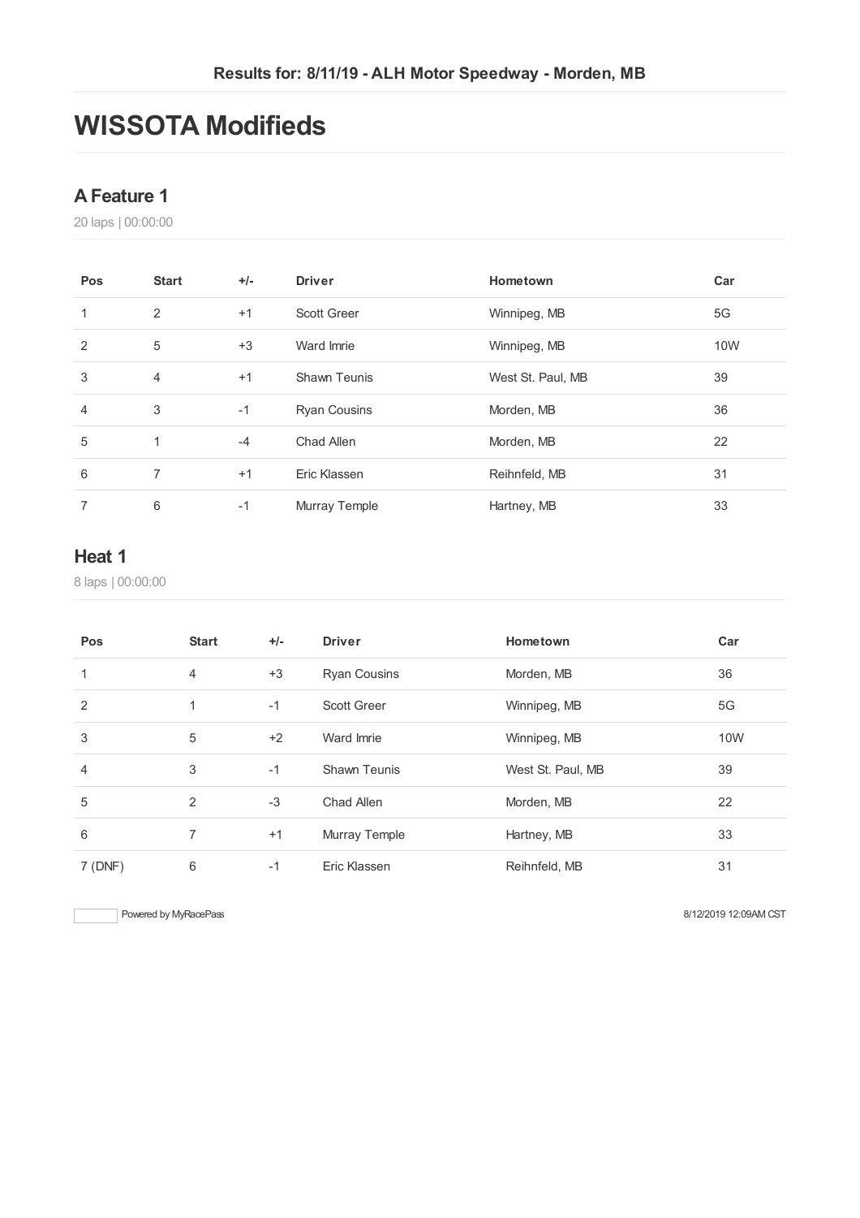Results for: 8/11/19 - ALH Motor Speedway - Morden, MB

# WISSOTA Modifieds

## A Feature 1

20 laps | 00:00:00

| Pos | Start | +/- | Driver | Hometown | Car |
|---|---|---|---|---|---|
| 1 | 2 | +1 | Scott Greer | Winnipeg, MB | 5G |
| 2 | 5 | +3 | Ward Imrie | Winnipeg, MB | 10W |
| 3 | 4 | +1 | Shawn Teunis | West St. Paul, MB | 39 |
| 4 | 3 | -1 | Ryan Cousins | Morden, MB | 36 |
| 5 | 1 | -4 | Chad Allen | Morden, MB | 22 |
| 6 | 7 | +1 | Eric Klassen | Reihnfeld, MB | 31 |
| 7 | 6 | -1 | Murray Temple | Hartney, MB | 33 |

## Heat 1

8 laps | 00:00:00

| Pos | Start | +/- | Driver | Hometown | Car |
|---|---|---|---|---|---|
| 1 | 4 | +3 | Ryan Cousins | Morden, MB | 36 |
| 2 | 1 | -1 | Scott Greer | Winnipeg, MB | 5G |
| 3 | 5 | +2 | Ward Imrie | Winnipeg, MB | 10W |
| 4 | 3 | -1 | Shawn Teunis | West St. Paul, MB | 39 |
| 5 | 2 | -3 | Chad Allen | Morden, MB | 22 |
| 6 | 7 | +1 | Murray Temple | Hartney, MB | 33 |
| 7 (DNF) | 6 | -1 | Eric Klassen | Reihnfeld, MB | 31 |

Powered by MyRacePass

8/12/2019 12:09AM CST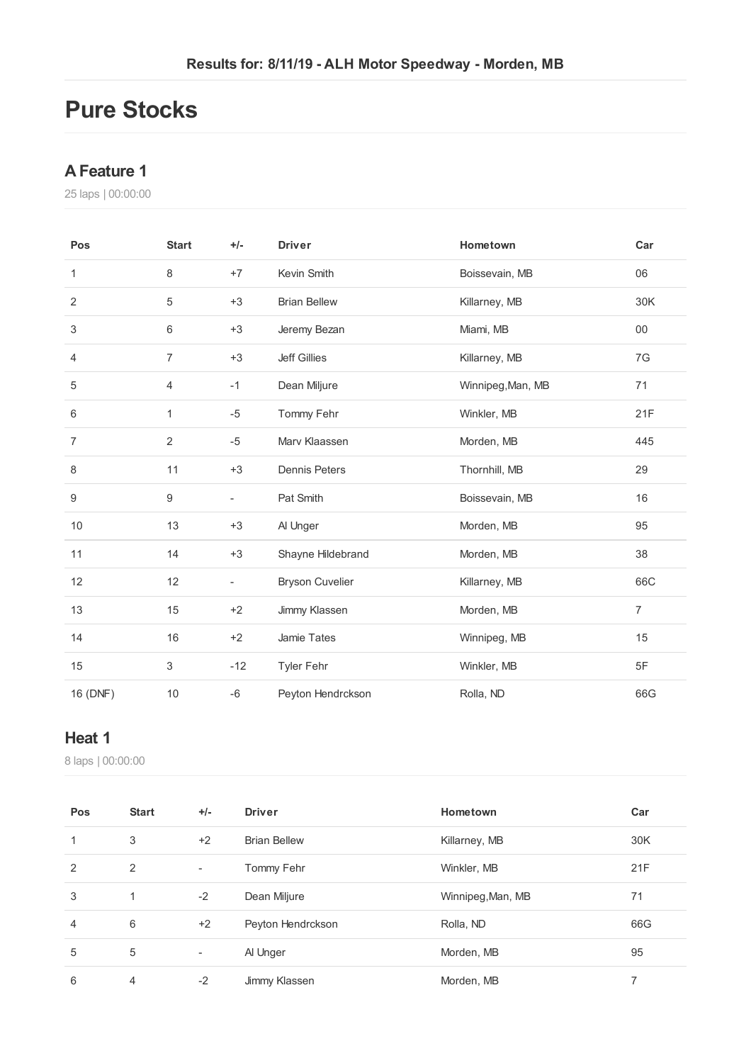Results for: 8/11/19 - ALH Motor Speedway - Morden, MB

# Pure Stocks

## A Feature 1

25 laps | 00:00:00

| Pos | Start | +/- | Driver | Hometown | Car |
|---|---|---|---|---|---|
| 1 | 8 | +7 | Kevin Smith | Boissevain, MB | 06 |
| 2 | 5 | +3 | Brian Bellew | Killarney, MB | 30K |
| 3 | 6 | +3 | Jeremy Bezan | Miami, MB | 00 |
| 4 | 7 | +3 | Jeff Gillies | Killarney, MB | 7G |
| 5 | 4 | -1 | Dean Miljure | Winnipeg,Man, MB | 71 |
| 6 | 1 | -5 | Tommy Fehr | Winkler, MB | 21F |
| 7 | 2 | -5 | Marv Klaassen | Morden, MB | 445 |
| 8 | 11 | +3 | Dennis Peters | Thornhill, MB | 29 |
| 9 | 9 | - | Pat Smith | Boissevain, MB | 16 |
| 10 | 13 | +3 | Al Unger | Morden, MB | 95 |
| 11 | 14 | +3 | Shayne Hildebrand | Morden, MB | 38 |
| 12 | 12 | - | Bryson Cuvelier | Killarney, MB | 66C |
| 13 | 15 | +2 | Jimmy Klassen | Morden, MB | 7 |
| 14 | 16 | +2 | Jamie Tates | Winnipeg, MB | 15 |
| 15 | 3 | -12 | Tyler Fehr | Winkler, MB | 5F |
| 16 (DNF) | 10 | -6 | Peyton Hendrckson | Rolla, ND | 66G |

## Heat 1

8 laps | 00:00:00

| Pos | Start | +/- | Driver | Hometown | Car |
|---|---|---|---|---|---|
| 1 | 3 | +2 | Brian Bellew | Killarney, MB | 30K |
| 2 | 2 | - | Tommy Fehr | Winkler, MB | 21F |
| 3 | 1 | -2 | Dean Miljure | Winnipeg,Man, MB | 71 |
| 4 | 6 | +2 | Peyton Hendrckson | Rolla, ND | 66G |
| 5 | 5 | - | Al Unger | Morden, MB | 95 |
| 6 | 4 | -2 | Jimmy Klassen | Morden, MB | 7 |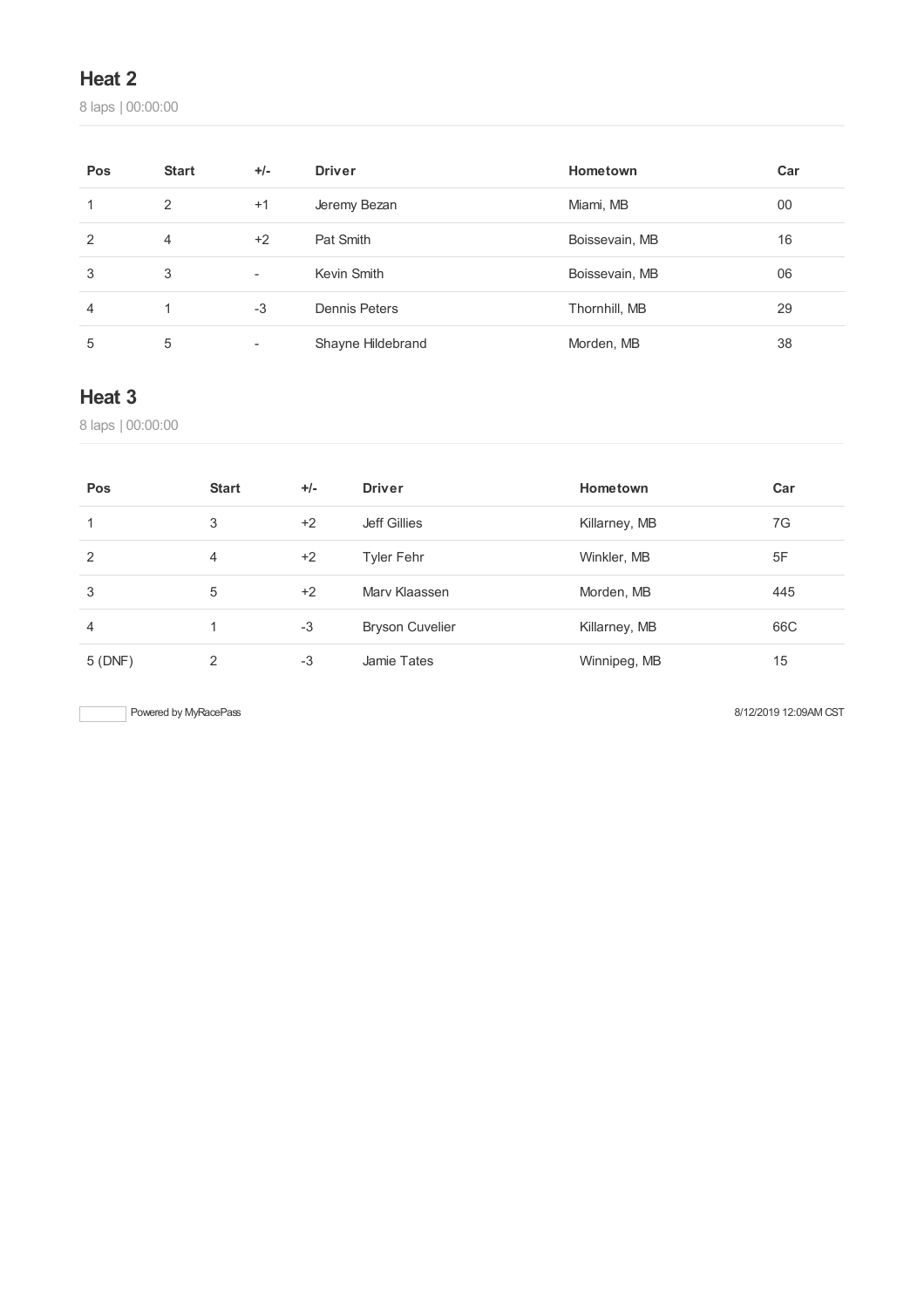## Heat 2

8 laps | 00:00:00

| Pos | Start | +/- | Driver | Hometown | Car |
|---|---|---|---|---|---|
| 1 | 2 | +1 | Jeremy Bezan | Miami, MB | 00 |
| 2 | 4 | +2 | Pat Smith | Boissevain, MB | 16 |
| 3 | 3 | - | Kevin Smith | Boissevain, MB | 06 |
| 4 | 1 | -3 | Dennis Peters | Thornhill, MB | 29 |
| 5 | 5 | - | Shayne Hildebrand | Morden, MB | 38 |

## Heat 3

8 laps | 00:00:00

| Pos | Start | +/- | Driver | Hometown | Car |
|---|---|---|---|---|---|
| 1 | 3 | +2 | Jeff Gillies | Killarney, MB | 7G |
| 2 | 4 | +2 | Tyler Fehr | Winkler, MB | 5F |
| 3 | 5 | +2 | Marv Klaassen | Morden, MB | 445 |
| 4 | 1 | -3 | Bryson Cuvelier | Killarney, MB | 66C |
| 5 (DNF) | 2 | -3 | Jamie Tates | Winnipeg, MB | 15 |

Powered by MyRacePass

8/12/2019 12:09AM CST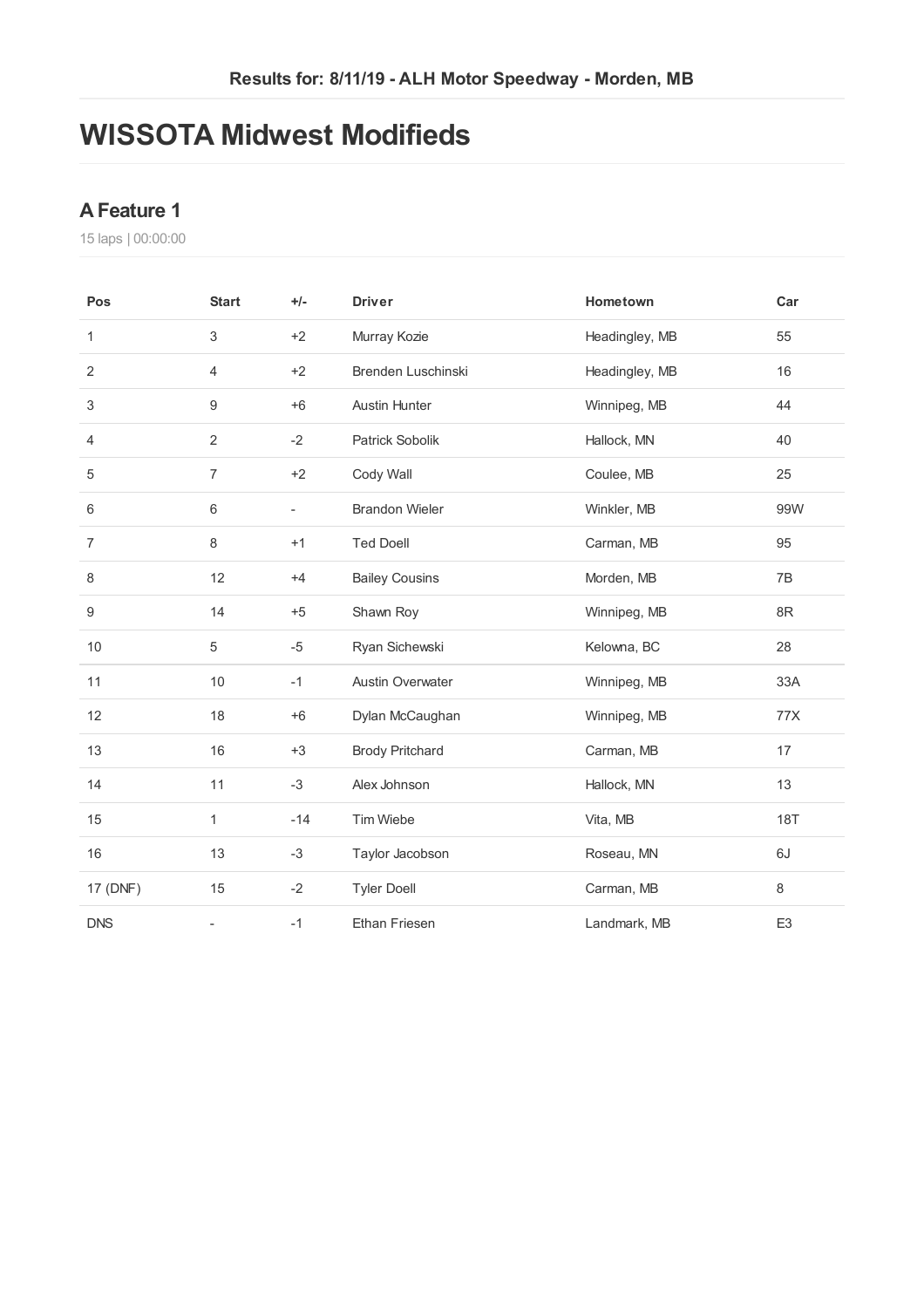Results for: 8/11/19 - ALH Motor Speedway - Morden, MB

# WISSOTA Midwest Modifieds

## A Feature 1

15 laps | 00:00:00

| Pos | Start | +/- | Driver | Hometown | Car |
|---|---|---|---|---|---|
| 1 | 3 | +2 | Murray Kozie | Headingley, MB | 55 |
| 2 | 4 | +2 | Brenden Luschinski | Headingley, MB | 16 |
| 3 | 9 | +6 | Austin Hunter | Winnipeg, MB | 44 |
| 4 | 2 | -2 | Patrick Sobolik | Hallock, MN | 40 |
| 5 | 7 | +2 | Cody Wall | Coulee, MB | 25 |
| 6 | 6 | - | Brandon Wieler | Winkler, MB | 99W |
| 7 | 8 | +1 | Ted Doell | Carman, MB | 95 |
| 8 | 12 | +4 | Bailey Cousins | Morden, MB | 7B |
| 9 | 14 | +5 | Shawn Roy | Winnipeg, MB | 8R |
| 10 | 5 | -5 | Ryan Sichewski | Kelowna, BC | 28 |
| 11 | 10 | -1 | Austin Overwater | Winnipeg, MB | 33A |
| 12 | 18 | +6 | Dylan McCaughan | Winnipeg, MB | 77X |
| 13 | 16 | +3 | Brody Pritchard | Carman, MB | 17 |
| 14 | 11 | -3 | Alex Johnson | Hallock, MN | 13 |
| 15 | 1 | -14 | Tim Wiebe | Vita, MB | 18T |
| 16 | 13 | -3 | Taylor Jacobson | Roseau, MN | 6J |
| 17 (DNF) | 15 | -2 | Tyler Doell | Carman, MB | 8 |
| DNS | - | -1 | Ethan Friesen | Landmark, MB | E3 |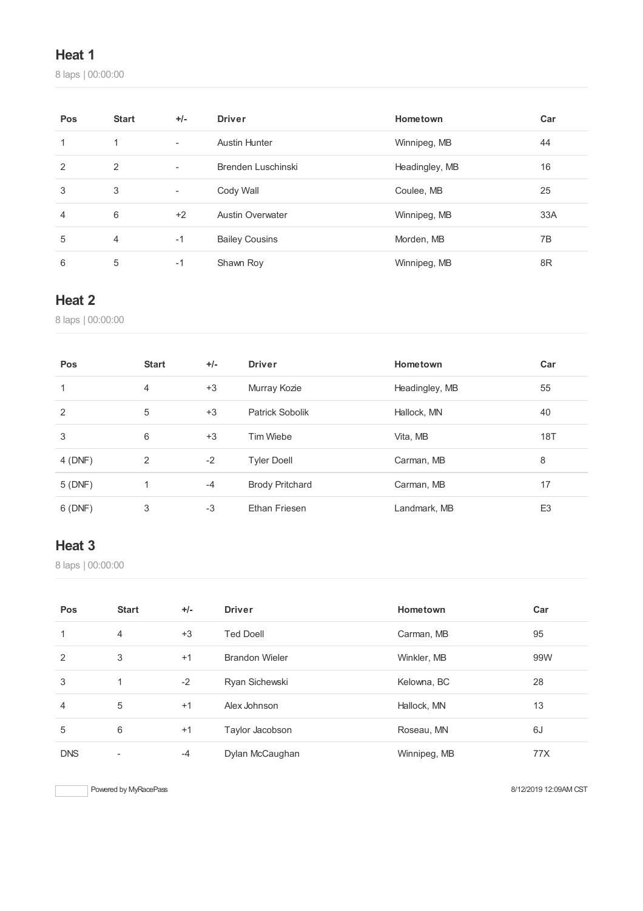## Heat 1

8 laps | 00:00:00

| Pos | Start | +/- | Driver | Hometown | Car |
|---|---|---|---|---|---|
| 1 | 1 | - | Austin Hunter | Winnipeg, MB | 44 |
| 2 | 2 | - | Brenden Luschinski | Headingley, MB | 16 |
| 3 | 3 | - | Cody Wall | Coulee, MB | 25 |
| 4 | 6 | +2 | Austin Overwater | Winnipeg, MB | 33A |
| 5 | 4 | -1 | Bailey Cousins | Morden, MB | 7B |
| 6 | 5 | -1 | Shawn Roy | Winnipeg, MB | 8R |

## Heat 2

8 laps | 00:00:00

| Pos | Start | +/- | Driver | Hometown | Car |
|---|---|---|---|---|---|
| 1 | 4 | +3 | Murray Kozie | Headingley, MB | 55 |
| 2 | 5 | +3 | Patrick Sobolik | Hallock, MN | 40 |
| 3 | 6 | +3 | Tim Wiebe | Vita, MB | 18T |
| 4 (DNF) | 2 | -2 | Tyler Doell | Carman, MB | 8 |
| 5 (DNF) | 1 | -4 | Brody Pritchard | Carman, MB | 17 |
| 6 (DNF) | 3 | -3 | Ethan Friesen | Landmark, MB | E3 |

## Heat 3

8 laps | 00:00:00

| Pos | Start | +/- | Driver | Hometown | Car |
|---|---|---|---|---|---|
| 1 | 4 | +3 | Ted Doell | Carman, MB | 95 |
| 2 | 3 | +1 | Brandon Wieler | Winkler, MB | 99W |
| 3 | 1 | -2 | Ryan Sichewski | Kelowna, BC | 28 |
| 4 | 5 | +1 | Alex Johnson | Hallock, MN | 13 |
| 5 | 6 | +1 | Taylor Jacobson | Roseau, MN | 6J |
| DNS | - | -4 | Dylan McCaughan | Winnipeg, MB | 77X |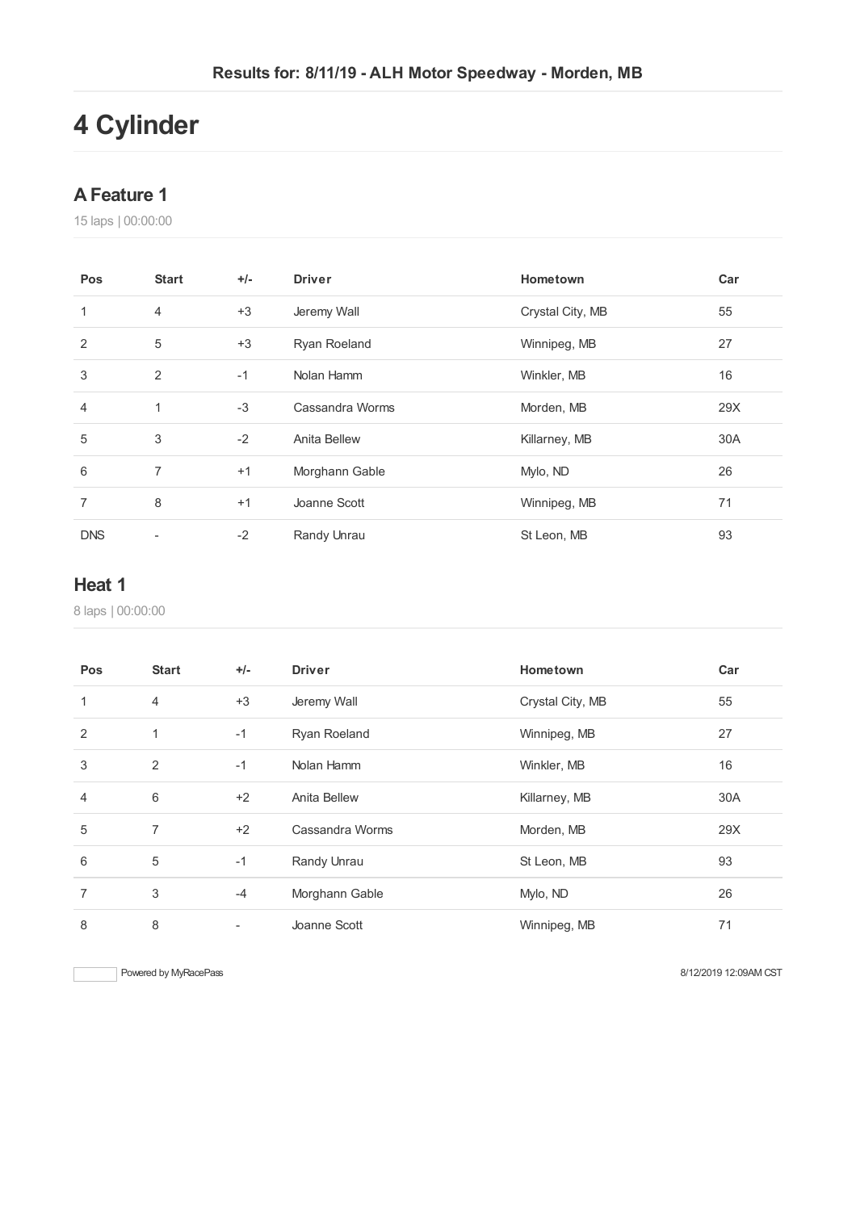## Results for: 8/11/19 - ALH Motor Speedway - Morden, MB

# 4 Cylinder

### A Feature 1

15 laps | 00:00:00

| Pos | Start | +/- | Driver | Hometown | Car |
|---|---|---|---|---|---|
| 1 | 4 | +3 | Jeremy Wall | Crystal City, MB | 55 |
| 2 | 5 | +3 | Ryan Roeland | Winnipeg, MB | 27 |
| 3 | 2 | -1 | Nolan Hamm | Winkler, MB | 16 |
| 4 | 1 | -3 | Cassandra Worms | Morden, MB | 29X |
| 5 | 3 | -2 | Anita Bellew | Killarney, MB | 30A |
| 6 | 7 | +1 | Morghann Gable | Mylo, ND | 26 |
| 7 | 8 | +1 | Joanne Scott | Winnipeg, MB | 71 |
| DNS | - | -2 | Randy Unrau | St Leon, MB | 93 |

### Heat 1

8 laps | 00:00:00

| Pos | Start | +/- | Driver | Hometown | Car |
|---|---|---|---|---|---|
| 1 | 4 | +3 | Jeremy Wall | Crystal City, MB | 55 |
| 2 | 1 | -1 | Ryan Roeland | Winnipeg, MB | 27 |
| 3 | 2 | -1 | Nolan Hamm | Winkler, MB | 16 |
| 4 | 6 | +2 | Anita Bellew | Killarney, MB | 30A |
| 5 | 7 | +2 | Cassandra Worms | Morden, MB | 29X |
| 6 | 5 | -1 | Randy Unrau | St Leon, MB | 93 |
| 7 | 3 | -4 | Morghann Gable | Mylo, ND | 26 |
| 8 | 8 | - | Joanne Scott | Winnipeg, MB | 71 |

Powered by MyRacePass

8/12/2019 12:09AM CST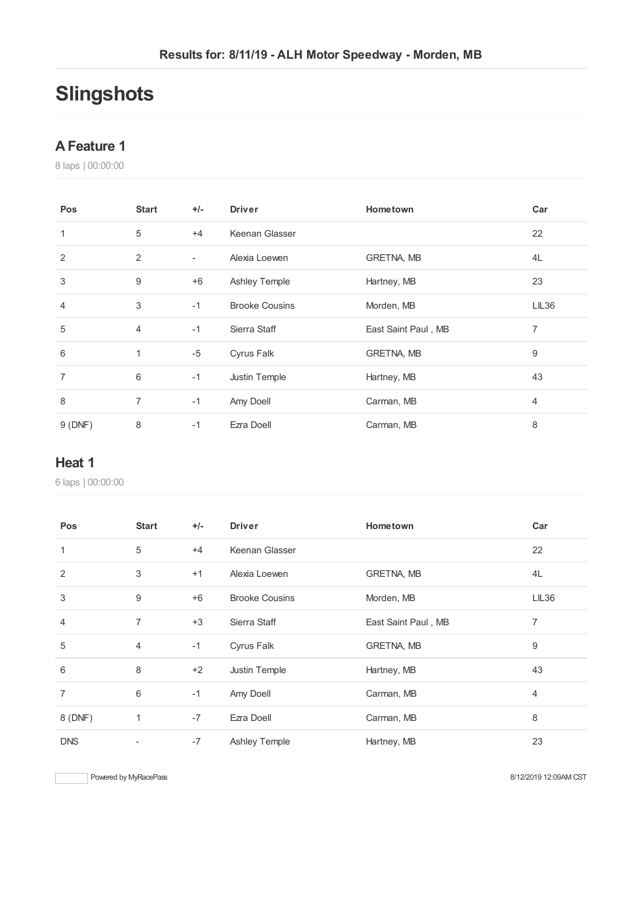**Results for: 8/11/19 - ALH Motor Speedway - Morden, MB**

# Slingshots

## A Feature 1

8 laps | 00:00:00

| Pos | Start | +/- | Driver | Hometown | Car |
|---|---|---|---|---|---|
| 1 | 5 | +4 | Keenan Glasser | | 22 |
| 2 | 2 | - | Alexia Loewen | GRETNA, MB | 4L |
| 3 | 9 | +6 | Ashley Temple | Hartney, MB | 23 |
| 4 | 3 | -1 | Brooke Cousins | Morden, MB | LIL36 |
| 5 | 4 | -1 | Sierra Staff | East Saint Paul , MB | 7 |
| 6 | 1 | -5 | Cyrus Falk | GRETNA, MB | 9 |
| 7 | 6 | -1 | Justin Temple | Hartney, MB | 43 |
| 8 | 7 | -1 | Amy Doell | Carman, MB | 4 |
| 9 (DNF) | 8 | -1 | Ezra Doell | Carman, MB | 8 |

## Heat 1

6 laps | 00:00:00

| Pos | Start | +/- | Driver | Hometown | Car |
|---|---|---|---|---|---|
| 1 | 5 | +4 | Keenan Glasser | | 22 |
| 2 | 3 | +1 | Alexia Loewen | GRETNA, MB | 4L |
| 3 | 9 | +6 | Brooke Cousins | Morden, MB | LIL36 |
| 4 | 7 | +3 | Sierra Staff | East Saint Paul , MB | 7 |
| 5 | 4 | -1 | Cyrus Falk | GRETNA, MB | 9 |
| 6 | 8 | +2 | Justin Temple | Hartney, MB | 43 |
| 7 | 6 | -1 | Amy Doell | Carman, MB | 4 |
| 8 (DNF) | 1 | -7 | Ezra Doell | Carman, MB | 8 |
| DNS | - | -7 | Ashley Temple | Hartney, MB | 23 |

Powered by MyRacePass

8/12/2019 12:09AM CST